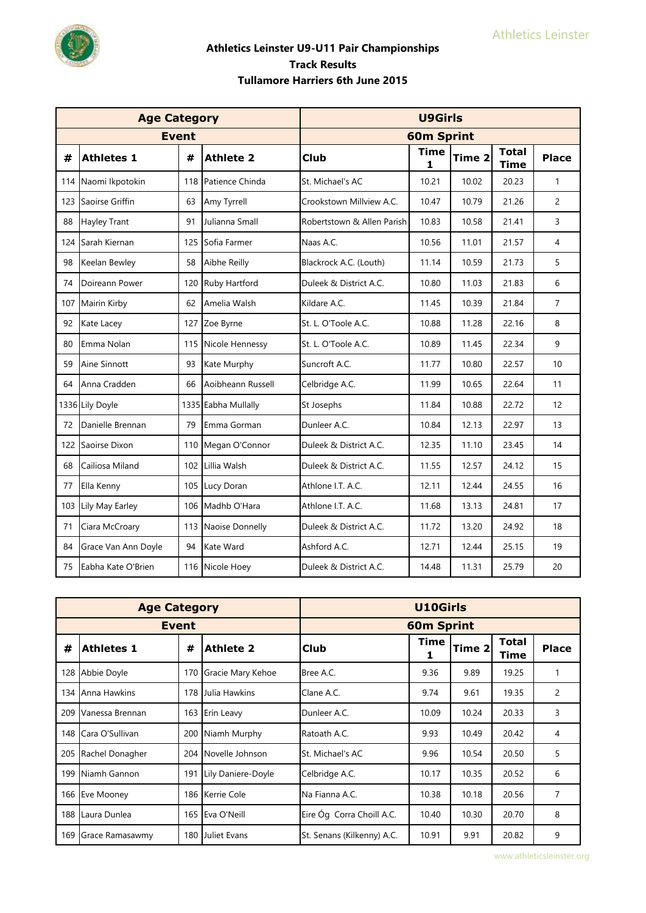# Athletics Leinster U9-U11 Pair Championships
## Track Results
## Tullamore Harriers 6th June 2015

| Age Category | | | | U9Girls | | | | |
|---|---|---|---|---|---|---|---|---|
| Event | | | | 60m Sprint | | | | |
| # | Athletes 1 | # | Athlete 2 | Club | Time 1 | Time 2 | Total Time | Place |
| 114 | Naomi Ikpotokin | 118 | Patience Chinda | St. Michael's AC | 10.21 | 10.02 | 20.23 | 1 |
| 123 | Saoirse Griffin | 63 | Amy Tyrrell | Crookstown Millview A.C. | 10.47 | 10.79 | 21.26 | 2 |
| 88 | Hayley Trant | 91 | Julianna Small | Robertstown & Allen Parish | 10.83 | 10.58 | 21.41 | 3 |
| 124 | Sarah Kiernan | 125 | Sofia Farmer | Naas A.C. | 10.56 | 11.01 | 21.57 | 4 |
| 98 | Keelan Bewley | 58 | Aibhe Reilly | Blackrock A.C. (Louth) | 11.14 | 10.59 | 21.73 | 5 |
| 74 | Doireann Power | 120 | Ruby Hartford | Duleek & District A.C. | 10.80 | 11.03 | 21.83 | 6 |
| 107 | Mairin Kirby | 62 | Amelia Walsh | Kildare A.C. | 11.45 | 10.39 | 21.84 | 7 |
| 92 | Kate Lacey | 127 | Zoe Byrne | St. L. O'Toole A.C. | 10.88 | 11.28 | 22.16 | 8 |
| 80 | Emma Nolan | 115 | Nicole Hennessy | St. L. O'Toole A.C. | 10.89 | 11.45 | 22.34 | 9 |
| 59 | Aine Sinnott | 93 | Kate Murphy | Suncroft A.C. | 11.77 | 10.80 | 22.57 | 10 |
| 64 | Anna Cradden | 66 | Aoibheann Russell | Celbridge A.C. | 11.99 | 10.65 | 22.64 | 11 |
| 1336 | Lily Doyle | 1335 | Eabha Mullally | St Josephs | 11.84 | 10.88 | 22.72 | 12 |
| 72 | Danielle Brennan | 79 | Emma Gorman | Dunleer A.C. | 10.84 | 12.13 | 22.97 | 13 |
| 122 | Saoirse Dixon | 110 | Megan O'Connor | Duleek & District A.C. | 12.35 | 11.10 | 23.45 | 14 |
| 68 | Cailiosa Miland | 102 | Lillia Walsh | Duleek & District A.C. | 11.55 | 12.57 | 24.12 | 15 |
| 77 | Ella Kenny | 105 | Lucy Doran | Athlone I.T. A.C. | 12.11 | 12.44 | 24.55 | 16 |
| 103 | Lily May Earley | 106 | Madhb O'Hara | Athlone I.T. A.C. | 11.68 | 13.13 | 24.81 | 17 |
| 71 | Ciara McCroary | 113 | Naoise Donnelly | Duleek & District A.C. | 11.72 | 13.20 | 24.92 | 18 |
| 84 | Grace Van Ann Doyle | 94 | Kate Ward | Ashford A.C. | 12.71 | 12.44 | 25.15 | 19 |
| 75 | Eabha Kate O'Brien | 116 | Nicole Hoey | Duleek & District A.C. | 14.48 | 11.31 | 25.79 | 20 |

| Age Category | | | | U10Girls | | | | |
|---|---|---|---|---|---|---|---|---|
| Event | | | | 60m Sprint | | | | |
| # | Athletes 1 | # | Athlete 2 | Club | Time 1 | Time 2 | Total Time | Place |
| 128 | Abbie Doyle | 170 | Gracie Mary Kehoe | Bree A.C. | 9.36 | 9.89 | 19.25 | 1 |
| 134 | Anna Hawkins | 178 | Julia Hawkins | Clane A.C. | 9.74 | 9.61 | 19.35 | 2 |
| 209 | Vanessa Brennan | 163 | Erín Leavy | Dunleer A.C. | 10.09 | 10.24 | 20.33 | 3 |
| 148 | Cara O'Sullivan | 200 | Niamh Murphy | Ratoath A.C. | 9.93 | 10.49 | 20.42 | 4 |
| 205 | Rachel Donagher | 204 | Novelle Johnson | St. Michael's AC | 9.96 | 10.54 | 20.50 | 5 |
| 199 | Niamh Gannon | 191 | Lily Daniere-Doyle | Celbridge A.C. | 10.17 | 10.35 | 20.52 | 6 |
| 166 | Eve Mooney | 186 | Kerrie Cole | Na Fianna A.C. | 10.38 | 10.18 | 20.56 | 7 |
| 188 | Laura Dunlea | 165 | Eva O'Neill | Eire Óg Corra Choill A.C. | 10.40 | 10.30 | 20.70 | 8 |
| 169 | Grace Ramasawmy | 180 | Juliet Evans | St. Senans (Kilkenny) A.C. | 10.91 | 9.91 | 20.82 | 9 |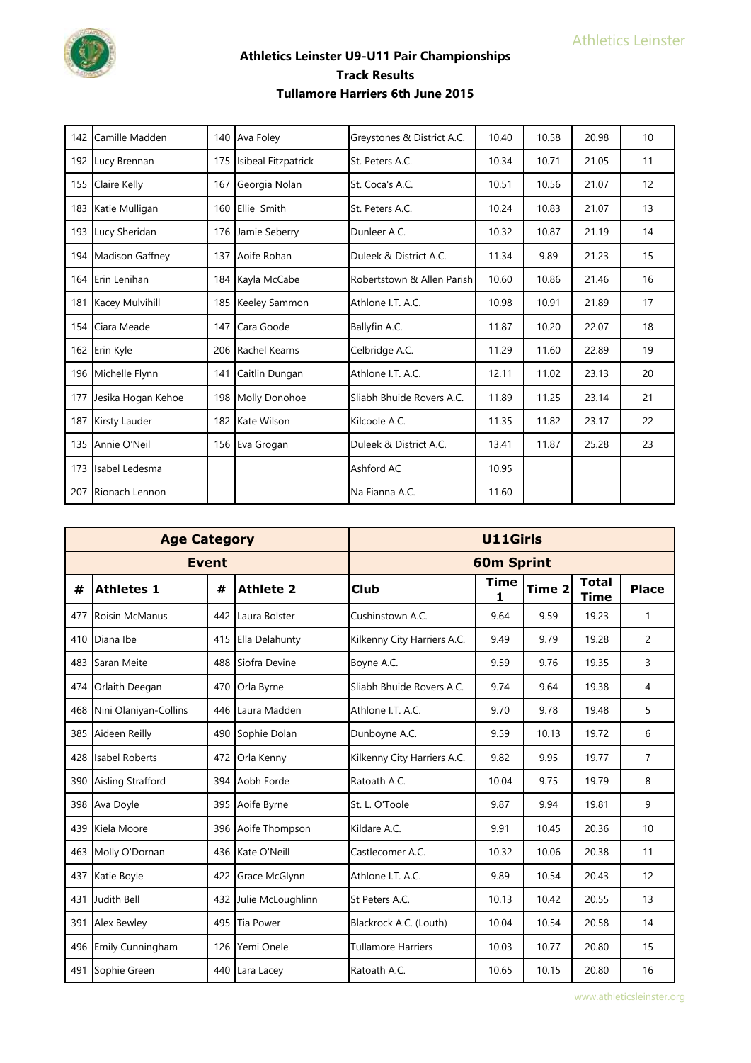## Athletics Leinster U9-U11 Pair Championships
## Track Results
## Tullamore Harriers 6th June 2015

| # | Athletes 1 | # | Athlete 2 | Club | Time 1 | Time 2 | Total Time | Place |
|---|---|---|---|---|---|---|---|---|
| 142 | Camille Madden | 140 | Ava Foley | Greystones & District A.C. | 10.40 | 10.58 | 20.98 | 10 |
| 192 | Lucy Brennan | 175 | Isibeal Fitzpatrick | St. Peters A.C. | 10.34 | 10.71 | 21.05 | 11 |
| 155 | Claire Kelly | 167 | Georgia Nolan | St. Coca's A.C. | 10.51 | 10.56 | 21.07 | 12 |
| 183 | Katie Mulligan | 160 | Ellie Smith | St. Peters A.C. | 10.24 | 10.83 | 21.07 | 13 |
| 193 | Lucy Sheridan | 176 | Jamie Seberry | Dunleer A.C. | 10.32 | 10.87 | 21.19 | 14 |
| 194 | Madison Gaffney | 137 | Aoife Rohan | Duleek & District A.C. | 11.34 | 9.89 | 21.23 | 15 |
| 164 | Erin Lenihan | 184 | Kayla McCabe | Robertstown & Allen Parish | 10.60 | 10.86 | 21.46 | 16 |
| 181 | Kacey Mulvihill | 185 | Keeley Sammon | Athlone I.T. A.C. | 10.98 | 10.91 | 21.89 | 17 |
| 154 | Ciara Meade | 147 | Cara Goode | Ballyfin A.C. | 11.87 | 10.20 | 22.07 | 18 |
| 162 | Erin Kyle | 206 | Rachel Kearns | Celbridge A.C. | 11.29 | 11.60 | 22.89 | 19 |
| 196 | Michelle Flynn | 141 | Caitlin Dungan | Athlone I.T. A.C. | 12.11 | 11.02 | 23.13 | 20 |
| 177 | Jesika Hogan Kehoe | 198 | Molly Donohoe | Sliabh Bhuide Rovers A.C. | 11.89 | 11.25 | 23.14 | 21 |
| 187 | Kirsty Lauder | 182 | Kate Wilson | Kilcoole A.C. | 11.35 | 11.82 | 23.17 | 22 |
| 135 | Annie O'Neil | 156 | Eva Grogan | Duleek & District A.C. | 13.41 | 11.87 | 25.28 | 23 |
| 173 | Isabel Ledesma | | | Ashford AC | 10.95 | | | |
| 207 | Rionach Lennon | | | Na Fianna A.C. | 11.60 | | | |

| Age Category | | | | U11Girls | | | | |
|---|---|---|---|---|---|---|---|---|
| Event | | | | 60m Sprint | | | | |
| # | Athletes 1 | # | Athlete 2 | Club | Time 1 | Time 2 | Total Time | Place |
| 477 | Roisin McManus | 442 | Laura Bolster | Cushinstown A.C. | 9.64 | 9.59 | 19.23 | 1 |
| 410 | Diana Ibe | 415 | Ella Delahunty | Kilkenny City Harriers A.C. | 9.49 | 9.79 | 19.28 | 2 |
| 483 | Saran Meite | 488 | Siofra Devine | Boyne A.C. | 9.59 | 9.76 | 19.35 | 3 |
| 474 | Orlaith Deegan | 470 | Orla Byrne | Sliabh Bhuide Rovers A.C. | 9.74 | 9.64 | 19.38 | 4 |
| 468 | Nini Olaniyan-Collins | 446 | Laura Madden | Athlone I.T. A.C. | 9.70 | 9.78 | 19.48 | 5 |
| 385 | Aideen Reilly | 490 | Sophie Dolan | Dunboyne A.C. | 9.59 | 10.13 | 19.72 | 6 |
| 428 | Isabel Roberts | 472 | Orla Kenny | Kilkenny City Harriers A.C. | 9.82 | 9.95 | 19.77 | 7 |
| 390 | Aisling Strafford | 394 | Aobh Forde | Ratoath A.C. | 10.04 | 9.75 | 19.79 | 8 |
| 398 | Ava Doyle | 395 | Aoife Byrne | St. L. O'Toole | 9.87 | 9.94 | 19.81 | 9 |
| 439 | Kiela Moore | 396 | Aoife Thompson | Kildare A.C. | 9.91 | 10.45 | 20.36 | 10 |
| 463 | Molly O'Dornan | 436 | Kate O'Neill | Castlecomer A.C. | 10.32 | 10.06 | 20.38 | 11 |
| 437 | Katie Boyle | 422 | Grace McGlynn | Athlone I.T. A.C. | 9.89 | 10.54 | 20.43 | 12 |
| 431 | Judith Bell | 432 | Julie McLoughlinn | St Peters A.C. | 10.13 | 10.42 | 20.55 | 13 |
| 391 | Alex Bewley | 495 | Tia Power | Blackrock A.C. (Louth) | 10.04 | 10.54 | 20.58 | 14 |
| 496 | Emily Cunningham | 126 | Yemi Onele | Tullamore Harriers | 10.03 | 10.77 | 20.80 | 15 |
| 491 | Sophie Green | 440 | Lara Lacey | Ratoath A.C. | 10.65 | 10.15 | 20.80 | 16 |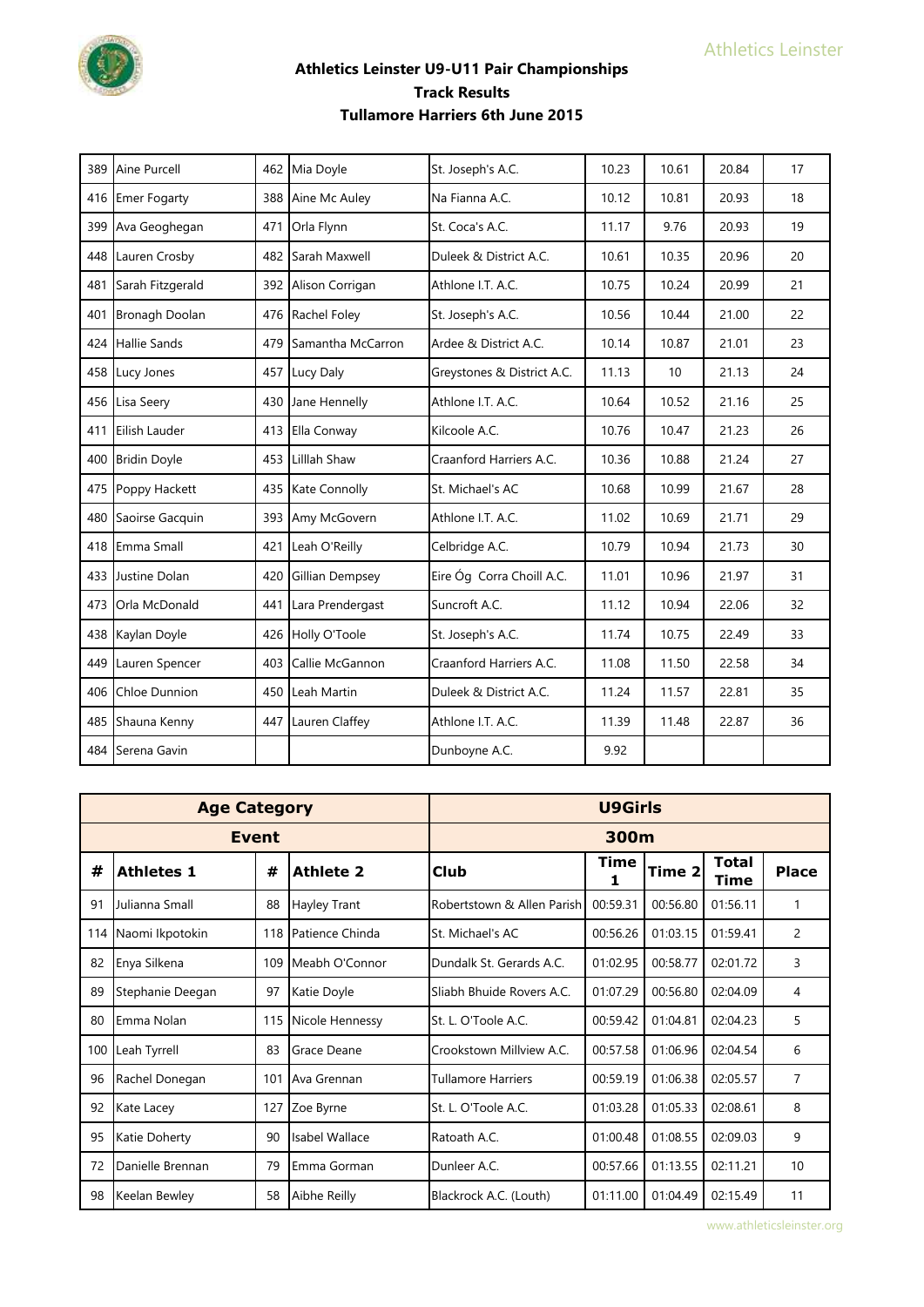## Athletics Leinster U9-U11 Pair Championships

## Track Results

## Tullamore Harriers 6th June 2015

| # | Athletes 1 | # | Athlete 2 | Club | Time 1 | Time 2 | Total Time | Place |
|---|---|---|---|---|---|---|---|---|
| 389 | Aine Purcell | 462 | Mia Doyle | St. Joseph's A.C. | 10.23 | 10.61 | 20.84 | 17 |
| 416 | Emer Fogarty | 388 | Aine Mc Auley | Na Fianna A.C. | 10.12 | 10.81 | 20.93 | 18 |
| 399 | Ava Geoghegan | 471 | Orla Flynn | St. Coca's A.C. | 11.17 | 9.76 | 20.93 | 19 |
| 448 | Lauren Crosby | 482 | Sarah Maxwell | Duleek & District A.C. | 10.61 | 10.35 | 20.96 | 20 |
| 481 | Sarah Fitzgerald | 392 | Alison Corrigan | Athlone I.T. A.C. | 10.75 | 10.24 | 20.99 | 21 |
| 401 | Bronagh Doolan | 476 | Rachel Foley | St. Joseph's A.C. | 10.56 | 10.44 | 21.00 | 22 |
| 424 | Hallie Sands | 479 | Samantha McCarron | Ardee & District A.C. | 10.14 | 10.87 | 21.01 | 23 |
| 458 | Lucy Jones | 457 | Lucy Daly | Greystones & District A.C. | 11.13 | 10 | 21.13 | 24 |
| 456 | Lisa Seery | 430 | Jane Hennelly | Athlone I.T. A.C. | 10.64 | 10.52 | 21.16 | 25 |
| 411 | Eilish Lauder | 413 | Ella Conway | Kilcoole A.C. | 10.76 | 10.47 | 21.23 | 26 |
| 400 | Bridin Doyle | 453 | Lilllah Shaw | Craanford Harriers A.C. | 10.36 | 10.88 | 21.24 | 27 |
| 475 | Poppy Hackett | 435 | Kate Connolly | St. Michael's AC | 10.68 | 10.99 | 21.67 | 28 |
| 480 | Saoirse Gacquin | 393 | Amy McGovern | Athlone I.T. A.C. | 11.02 | 10.69 | 21.71 | 29 |
| 418 | Emma Small | 421 | Leah O'Reilly | Celbridge A.C. | 10.79 | 10.94 | 21.73 | 30 |
| 433 | Justine Dolan | 420 | Gillian Dempsey | Eire Óg Corra Choill A.C. | 11.01 | 10.96 | 21.97 | 31 |
| 473 | Orla McDonald | 441 | Lara Prendergast | Suncroft A.C. | 11.12 | 10.94 | 22.06 | 32 |
| 438 | Kaylan Doyle | 426 | Holly O'Toole | St. Joseph's A.C. | 11.74 | 10.75 | 22.49 | 33 |
| 449 | Lauren Spencer | 403 | Callie McGannon | Craanford Harriers A.C. | 11.08 | 11.50 | 22.58 | 34 |
| 406 | Chloe Dunnion | 450 | Leah Martin | Duleek & District A.C. | 11.24 | 11.57 | 22.81 | 35 |
| 485 | Shauna Kenny | 447 | Lauren Claffey | Athlone I.T. A.C. | 11.39 | 11.48 | 22.87 | 36 |
| 484 | Serena Gavin | | | Dunboyne A.C. | 9.92 | | | |

| Age Category | | | | U9Girls | | | | |
|---|---|---|---|---|---|---|---|---|
| Event | | | | 300m | | | | |
| # | Athletes 1 | # | Athlete 2 | Club | Time 1 | Time 2 | Total Time | Place |
| 91 | Julianna Small | 88 | Hayley Trant | Robertstown & Allen Parish | 00:59.31 | 00:56.80 | 01:56.11 | 1 |
| 114 | Naomi Ikpotokin | 118 | Patience Chinda | St. Michael's AC | 00:56.26 | 01:03.15 | 01:59.41 | 2 |
| 82 | Enya Silkena | 109 | Meabh O'Connor | Dundalk St. Gerards A.C. | 01:02.95 | 00:58.77 | 02:01.72 | 3 |
| 89 | Stephanie Deegan | 97 | Katie Doyle | Sliabh Bhuide Rovers A.C. | 01:07.29 | 00:56.80 | 02:04.09 | 4 |
| 80 | Emma Nolan | 115 | Nicole Hennessy | St. L. O'Toole A.C. | 00:59.42 | 01:04.81 | 02:04.23 | 5 |
| 100 | Leah Tyrrell | 83 | Grace Deane | Crookstown Millview A.C. | 00:57.58 | 01:06.96 | 02:04.54 | 6 |
| 96 | Rachel Donegan | 101 | Ava Grennan | Tullamore Harriers | 00:59.19 | 01:06.38 | 02:05.57 | 7 |
| 92 | Kate Lacey | 127 | Zoe Byrne | St. L. O'Toole A.C. | 01:03.28 | 01:05.33 | 02:08.61 | 8 |
| 95 | Katie Doherty | 90 | Isabel Wallace | Ratoath A.C. | 01:00.48 | 01:08.55 | 02:09.03 | 9 |
| 72 | Danielle Brennan | 79 | Emma Gorman | Dunleer A.C. | 00:57.66 | 01:13.55 | 02:11.21 | 10 |
| 98 | Keelan Bewley | 58 | Aibhe Reilly | Blackrock A.C. (Louth) | 01:11.00 | 01:04.49 | 02:15.49 | 11 |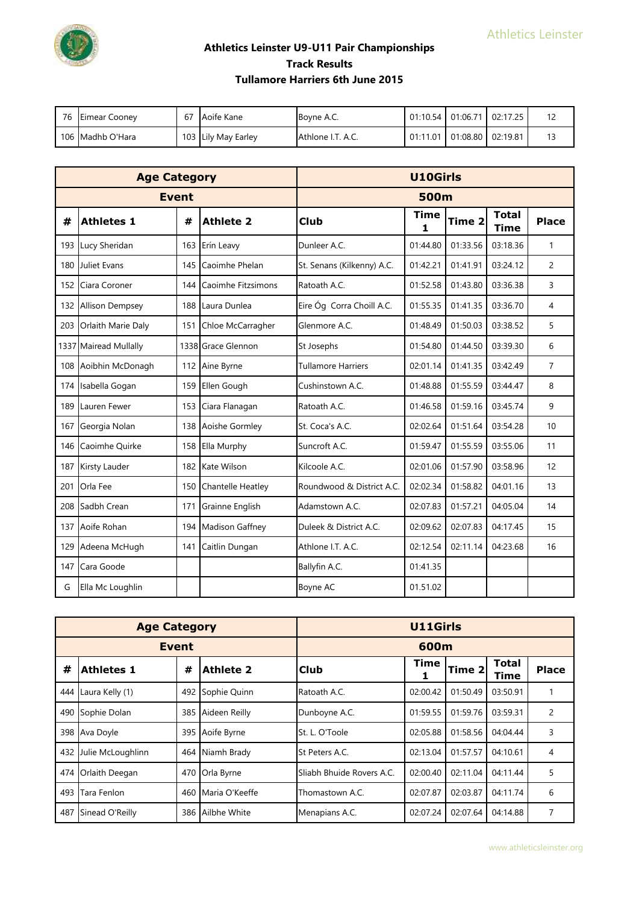# Athletics Leinster U9-U11 Pair Championships
## Track Results
### Tullamore Harriers 6th June 2015

| # | Athletes 1 | # | Athlete 2 | Club | Time 1 | Time 2 | Total Time | Place |
|---|---|---|---|---|---|---|---|---|
| 76 | Eimear Cooney | 67 | Aoife Kane | Boyne A.C. | 01:10.54 | 01:06.71 | 02:17.25 | 12 |
| 106 | Madhb O'Hara | 103 | Lily May Earley | Athlone I.T. A.C. | 01:11.01 | 01:08.80 | 02:19.81 | 13 |

| Age Category | | | | U10Girls | | | | |
|---|---|---|---|---|---|---|---|---|
| Event | | | | 500m | | | | |
| # | Athletes 1 | # | Athlete 2 | Club | Time 1 | Time 2 | Total Time | Place |
| 193 | Lucy Sheridan | 163 | Erin Leavy | Dunleer A.C. | 01:44.80 | 01:33.56 | 03:18.36 | 1 |
| 180 | Juliet Evans | 145 | Caoimhe Phelan | St. Senans (Kilkenny) A.C. | 01:42.21 | 01:41.91 | 03:24.12 | 2 |
| 152 | Ciara Coroner | 144 | Caoimhe Fitzsimons | Ratoath A.C. | 01:52.58 | 01:43.80 | 03:36.38 | 3 |
| 132 | Allison Dempsey | 188 | Laura Dunlea | Eire Óg Corra Choill A.C. | 01:55.35 | 01:41.35 | 03:36.70 | 4 |
| 203 | Orlaith Marie Daly | 151 | Chloe McCarragher | Glenmore A.C. | 01:48.49 | 01:50.03 | 03:38.52 | 5 |
| 1337 | Mairead Mullally | 1338 | Grace Glennon | St Josephs | 01:54.80 | 01:44.50 | 03:39.30 | 6 |
| 108 | Aoibhin McDonagh | 112 | Aine Byrne | Tullamore Harriers | 02:01.14 | 01:41.35 | 03:42.49 | 7 |
| 174 | Isabella Gogan | 159 | Ellen Gough | Cushinstown A.C. | 01:48.88 | 01:55.59 | 03:44.47 | 8 |
| 189 | Lauren Fewer | 153 | Ciara Flanagan | Ratoath A.C. | 01:46.58 | 01:59.16 | 03:45.74 | 9 |
| 167 | Georgia Nolan | 138 | Aoishe Gormley | St. Coca's A.C. | 02:02.64 | 01:51.64 | 03:54.28 | 10 |
| 146 | Caoimhe Quirke | 158 | Ella Murphy | Suncroft A.C. | 01:59.47 | 01:55.59 | 03:55.06 | 11 |
| 187 | Kirsty Lauder | 182 | Kate Wilson | Kilcoole A.C. | 02:01.06 | 01:57.90 | 03:58.96 | 12 |
| 201 | Orla Fee | 150 | Chantelle Heatley | Roundwood & District A.C. | 02:02.34 | 01:58.82 | 04:01.16 | 13 |
| 208 | Sadbh Crean | 171 | Grainne English | Adamstown A.C. | 02:07.83 | 01:57.21 | 04:05.04 | 14 |
| 137 | Aoife Rohan | 194 | Madison Gaffney | Duleek & District A.C. | 02:09.62 | 02:07.83 | 04:17.45 | 15 |
| 129 | Adeena McHugh | 141 | Caitlin Dungan | Athlone I.T. A.C. | 02:12.54 | 02:11.14 | 04:23.68 | 16 |
| 147 | Cara Goode | | | Ballyfin A.C. | 01:41.35 | | | |
| G | Ella Mc Loughlin | | | Boyne AC | 01.51.02 | | | |

| Age Category | | | | U11Girls | | | | |
|---|---|---|---|---|---|---|---|---|
| Event | | | | 600m | | | | |
| # | Athletes 1 | # | Athlete 2 | Club | Time 1 | Time 2 | Total Time | Place |
| 444 | Laura Kelly (1) | 492 | Sophie Quinn | Ratoath A.C. | 02:00.42 | 01:50.49 | 03:50.91 | 1 |
| 490 | Sophie Dolan | 385 | Aideen Reilly | Dunboyne A.C. | 01:59.55 | 01:59.76 | 03:59.31 | 2 |
| 398 | Ava Doyle | 395 | Aoife Byrne | St. L. O'Toole | 02:05.88 | 01:58.56 | 04:04.44 | 3 |
| 432 | Julie McLoughlinn | 464 | Niamh Brady | St Peters A.C. | 02:13.04 | 01:57.57 | 04:10.61 | 4 |
| 474 | Orlaith Deegan | 470 | Orla Byrne | Sliabh Bhuide Rovers A.C. | 02:00.40 | 02:11.04 | 04:11.44 | 5 |
| 493 | Tara Fenlon | 460 | Maria O'Keeffe | Thomastown A.C. | 02:07.87 | 02:03.87 | 04:11.74 | 6 |
| 487 | Sinead O'Reilly | 386 | Ailbhe White | Menapians A.C. | 02:07.24 | 02:07.64 | 04:14.88 | 7 |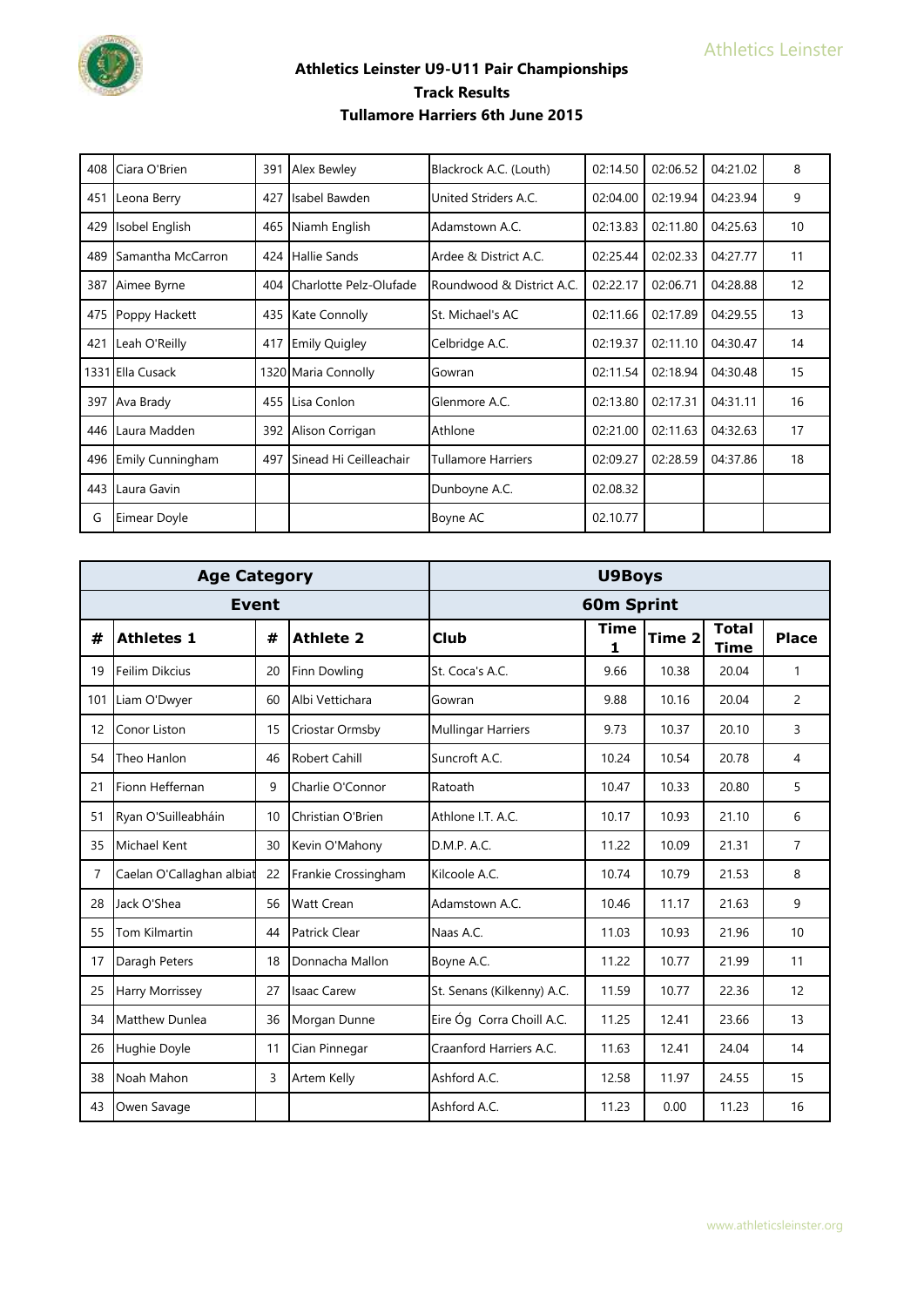# Athletics Leinster U9-U11 Pair Championships
## Track Results
## Tullamore Harriers 6th June 2015

| # | Athletes 1 | # | Athlete 2 | Club | Time 1 | Time 2 | Total Time | Place |
|---|---|---|---|---|---|---|---|---|
| 408 | Ciara O'Brien | 391 | Alex Bewley | Blackrock A.C. (Louth) | 02:14.50 | 02:06.52 | 04:21.02 | 8 |
| 451 | Leona Berry | 427 | Isabel Bawden | United Striders A.C. | 02:04.00 | 02:19.94 | 04:23.94 | 9 |
| 429 | Isobel English | 465 | Niamh English | Adamstown A.C. | 02:13.83 | 02:11.80 | 04:25.63 | 10 |
| 489 | Samantha McCarron | 424 | Hallie Sands | Ardee & District A.C. | 02:25.44 | 02:02.33 | 04:27.77 | 11 |
| 387 | Aimee Byrne | 404 | Charlotte Pelz-Olufade | Roundwood & District A.C. | 02:22.17 | 02:06.71 | 04:28.88 | 12 |
| 475 | Poppy Hackett | 435 | Kate Connolly | St. Michael's AC | 02:11.66 | 02:17.89 | 04:29.55 | 13 |
| 421 | Leah O'Reilly | 417 | Emily Quigley | Celbridge A.C. | 02:19.37 | 02:11.10 | 04:30.47 | 14 |
| 1331 | Ella Cusack | 1320 | Maria Connolly | Gowran | 02:11.54 | 02:18.94 | 04:30.48 | 15 |
| 397 | Ava Brady | 455 | Lisa Conlon | Glenmore A.C. | 02:13.80 | 02:17.31 | 04:31.11 | 16 |
| 446 | Laura Madden | 392 | Alison Corrigan | Athlone | 02:21.00 | 02:11.63 | 04:32.63 | 17 |
| 496 | Emily Cunningham | 497 | Sinead Hi Ceilleachair | Tullamore Harriers | 02:09.27 | 02:28.59 | 04:37.86 | 18 |
| 443 | Laura Gavin | | | Dunboyne A.C. | 02.08.32 | | | |
| G | Eimear Doyle | | | Boyne AC | 02.10.77 | | | |

| Age Category | | | | U9Boys | | | | |
|---|---|---|---|---|---|---|---|---|
| Event | | | | 60m Sprint | | | | |
| # | Athletes 1 | # | Athlete 2 | Club | Time 1 | Time 2 | Total Time | Place |
| 19 | Feilim Dikcius | 20 | Finn Dowling | St. Coca's A.C. | 9.66 | 10.38 | 20.04 | 1 |
| 101 | Liam O'Dwyer | 60 | Albi Vettichara | Gowran | 9.88 | 10.16 | 20.04 | 2 |
| 12 | Conor Liston | 15 | Criostar Ormsby | Mullingar Harriers | 9.73 | 10.37 | 20.10 | 3 |
| 54 | Theo Hanlon | 46 | Robert Cahill | Suncroft A.C. | 10.24 | 10.54 | 20.78 | 4 |
| 21 | Fionn Heffernan | 9 | Charlie O'Connor | Ratoath | 10.47 | 10.33 | 20.80 | 5 |
| 51 | Ryan O'Suilleabháin | 10 | Christian O'Brien | Athlone I.T. A.C. | 10.17 | 10.93 | 21.10 | 6 |
| 35 | Michael Kent | 30 | Kevin O'Mahony | D.M.P. A.C. | 11.22 | 10.09 | 21.31 | 7 |
| 7 | Caelan O'Callaghan albiat | 22 | Frankie Crossingham | Kilcoole A.C. | 10.74 | 10.79 | 21.53 | 8 |
| 28 | Jack O'Shea | 56 | Watt Crean | Adamstown A.C. | 10.46 | 11.17 | 21.63 | 9 |
| 55 | Tom Kilmartin | 44 | Patrick Clear | Naas A.C. | 11.03 | 10.93 | 21.96 | 10 |
| 17 | Daragh Peters | 18 | Donnacha Mallon | Boyne A.C. | 11.22 | 10.77 | 21.99 | 11 |
| 25 | Harry Morrissey | 27 | Isaac Carew | St. Senans (Kilkenny) A.C. | 11.59 | 10.77 | 22.36 | 12 |
| 34 | Matthew Dunlea | 36 | Morgan Dunne | Eire Óg Corra Choill A.C. | 11.25 | 12.41 | 23.66 | 13 |
| 26 | Hughie Doyle | 11 | Cian Pinnegar | Craanford Harriers A.C. | 11.63 | 12.41 | 24.04 | 14 |
| 38 | Noah Mahon | 3 | Artem Kelly | Ashford A.C. | 12.58 | 11.97 | 24.55 | 15 |
| 43 | Owen Savage | | | Ashford A.C. | 11.23 | 0.00 | 11.23 | 16 |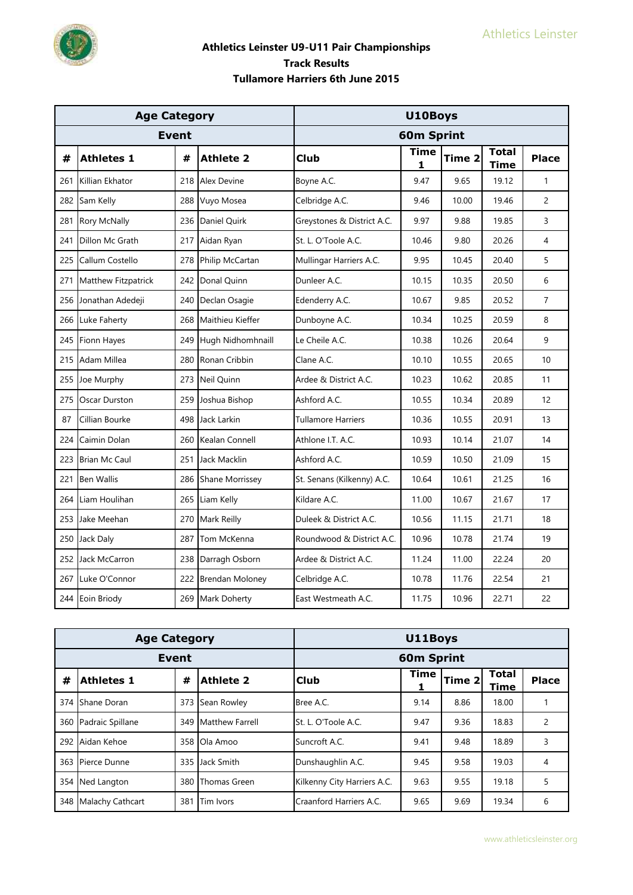**Athletics Leinster U9-U11 Pair Championships**
**Track Results**
**Tullamore Harriers 6th June 2015**

| Age Category | | | | U10Boys | | | | |
|---|---|---|---|---|---|---|---|---|
| Event | | | | 60m Sprint | | | | |
| # | Athletes 1 | # | Athlete 2 | Club | Time 1 | Time 2 | Total Time | Place |
| 261 | Killian Ekhator | 218 | Alex Devine | Boyne A.C. | 9.47 | 9.65 | 19.12 | 1 |
| 282 | Sam Kelly | 288 | Vuyo Mosea | Celbridge A.C. | 9.46 | 10.00 | 19.46 | 2 |
| 281 | Rory McNally | 236 | Daniel Quirk | Greystones & District A.C. | 9.97 | 9.88 | 19.85 | 3 |
| 241 | Dillon Mc Grath | 217 | Aidan Ryan | St. L. O'Toole A.C. | 10.46 | 9.80 | 20.26 | 4 |
| 225 | Callum Costello | 278 | Philip McCartan | Mullingar Harriers A.C. | 9.95 | 10.45 | 20.40 | 5 |
| 271 | Matthew Fitzpatrick | 242 | Donal Quinn | Dunleer A.C. | 10.15 | 10.35 | 20.50 | 6 |
| 256 | Jonathan Adedeji | 240 | Declan Osagie | Edenderry A.C. | 10.67 | 9.85 | 20.52 | 7 |
| 266 | Luke Faherty | 268 | Maithieu Kieffer | Dunboyne A.C. | 10.34 | 10.25 | 20.59 | 8 |
| 245 | Fionn Hayes | 249 | Hugh Nidhomhnaill | Le Cheile A.C. | 10.38 | 10.26 | 20.64 | 9 |
| 215 | Adam Millea | 280 | Ronan Cribbin | Clane A.C. | 10.10 | 10.55 | 20.65 | 10 |
| 255 | Joe Murphy | 273 | Neil Quinn | Ardee & District A.C. | 10.23 | 10.62 | 20.85 | 11 |
| 275 | Oscar Durston | 259 | Joshua Bishop | Ashford A.C. | 10.55 | 10.34 | 20.89 | 12 |
| 87 | Cillian Bourke | 498 | Jack Larkin | Tullamore Harriers | 10.36 | 10.55 | 20.91 | 13 |
| 224 | Caimin Dolan | 260 | Kealan Connell | Athlone I.T. A.C. | 10.93 | 10.14 | 21.07 | 14 |
| 223 | Brian Mc Caul | 251 | Jack Macklin | Ashford A.C. | 10.59 | 10.50 | 21.09 | 15 |
| 221 | Ben Wallis | 286 | Shane Morrissey | St. Senans (Kilkenny) A.C. | 10.64 | 10.61 | 21.25 | 16 |
| 264 | Liam Houlihan | 265 | Liam Kelly | Kildare A.C. | 11.00 | 10.67 | 21.67 | 17 |
| 253 | Jake Meehan | 270 | Mark Reilly | Duleek & District A.C. | 10.56 | 11.15 | 21.71 | 18 |
| 250 | Jack Daly | 287 | Tom McKenna | Roundwood & District A.C. | 10.96 | 10.78 | 21.74 | 19 |
| 252 | Jack McCarron | 238 | Darragh Osborn | Ardee & District A.C. | 11.24 | 11.00 | 22.24 | 20 |
| 267 | Luke O'Connor | 222 | Brendan Moloney | Celbridge A.C. | 10.78 | 11.76 | 22.54 | 21 |
| 244 | Eoin Briody | 269 | Mark Doherty | East Westmeath A.C. | 11.75 | 10.96 | 22.71 | 22 |

| Age Category | | | | U11Boys | | | | |
|---|---|---|---|---|---|---|---|---|
| Event | | | | 60m Sprint | | | | |
| # | Athletes 1 | # | Athlete 2 | Club | Time 1 | Time 2 | Total Time | Place |
| 374 | Shane Doran | 373 | Sean Rowley | Bree A.C. | 9.14 | 8.86 | 18.00 | 1 |
| 360 | Padraic Spillane | 349 | Matthew Farrell | St. L. O'Toole A.C. | 9.47 | 9.36 | 18.83 | 2 |
| 292 | Aidan Kehoe | 358 | Ola Amoo | Suncroft A.C. | 9.41 | 9.48 | 18.89 | 3 |
| 363 | Pierce Dunne | 335 | Jack Smith | Dunshaughlin A.C. | 9.45 | 9.58 | 19.03 | 4 |
| 354 | Ned Langton | 380 | Thomas Green | Kilkenny City Harriers A.C. | 9.63 | 9.55 | 19.18 | 5 |
| 348 | Malachy Cathcart | 381 | Tim Ivors | Craanford Harriers A.C. | 9.65 | 9.69 | 19.34 | 6 |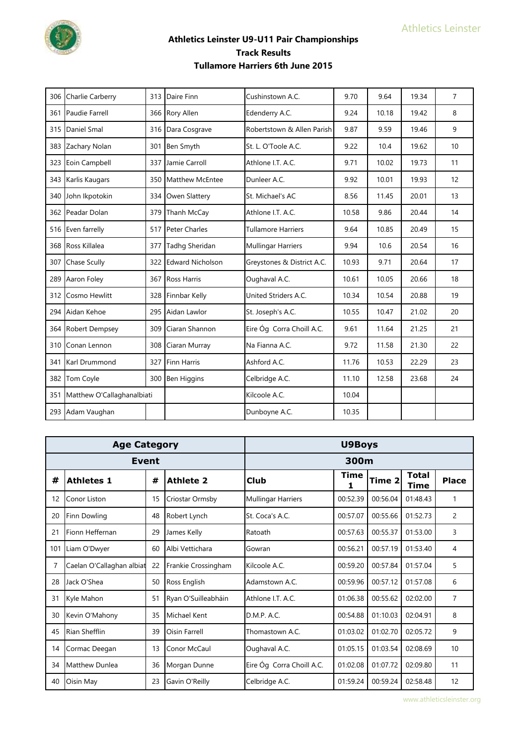# Athletics Leinster U9-U11 Pair Championships
## Track Results
## Tullamore Harriers 6th June 2015

| | | | | | | | | |
|---|---|---|---|---|---|---|---|---|
| 306 | Charlie Carberry | 313 | Daire Finn | Cushinstown A.C. | 9.70 | 9.64 | 19.34 | 7 |
| 361 | Paudie Farrell | 366 | Rory Allen | Edenderry A.C. | 9.24 | 10.18 | 19.42 | 8 |
| 315 | Daniel Smal | 316 | Dara Cosgrave | Robertstown & Allen Parish | 9.87 | 9.59 | 19.46 | 9 |
| 383 | Zachary Nolan | 301 | Ben Smyth | St. L. O'Toole A.C. | 9.22 | 10.4 | 19.62 | 10 |
| 323 | Eoin Campbell | 337 | Jamie Carroll | Athlone I.T. A.C. | 9.71 | 10.02 | 19.73 | 11 |
| 343 | Karlis Kaugars | 350 | Matthew McEntee | Dunleer A.C. | 9.92 | 10.01 | 19.93 | 12 |
| 340 | John Ikpotokin | 334 | Owen Slattery | St. Michael's AC | 8.56 | 11.45 | 20.01 | 13 |
| 362 | Peadar Dolan | 379 | Thanh McCay | Athlone I.T. A.C. | 10.58 | 9.86 | 20.44 | 14 |
| 516 | Even farrelly | 517 | Peter Charles | Tullamore Harriers | 9.64 | 10.85 | 20.49 | 15 |
| 368 | Ross Killalea | 377 | Tadhg Sheridan | Mullingar Harriers | 9.94 | 10.6 | 20.54 | 16 |
| 307 | Chase Scully | 322 | Edward Nicholson | Greystones & District A.C. | 10.93 | 9.71 | 20.64 | 17 |
| 289 | Aaron Foley | 367 | Ross Harris | Oughaval A.C. | 10.61 | 10.05 | 20.66 | 18 |
| 312 | Cosmo Hewlitt | 328 | Finnbar Kelly | United Striders A.C. | 10.34 | 10.54 | 20.88 | 19 |
| 294 | Aidan Kehoe | 295 | Aidan Lawlor | St. Joseph's A.C. | 10.55 | 10.47 | 21.02 | 20 |
| 364 | Robert Dempsey | 309 | Ciaran Shannon | Eire Óg Corra Choill A.C. | 9.61 | 11.64 | 21.25 | 21 |
| 310 | Conan Lennon | 308 | Ciaran Murray | Na Fianna A.C. | 9.72 | 11.58 | 21.30 | 22 |
| 341 | Karl Drummond | 327 | Finn Harris | Ashford A.C. | 11.76 | 10.53 | 22.29 | 23 |
| 382 | Tom Coyle | 300 | Ben Higgins | Celbridge A.C. | 11.10 | 12.58 | 23.68 | 24 |
| 351 | Matthew O'Callaghanalbiati | | | Kilcoole A.C. | 10.04 | | | |
| 293 | Adam Vaughan | | | Dunboyne A.C. | 10.35 | | | |

| **Age Category** | | | | **U9Boys** | | | | |
|---|---|---|---|---|---|---|---|---|
| **Event** | | | | **300m** | | | | |
| **#** | **Athletes 1** | **#** | **Athlete 2** | **Club** | **Time 1** | **Time 2** | **Total Time** | **Place** |
| 12 | Conor Liston | 15 | Criostar Ormsby | Mullingar Harriers | 00:52.39 | 00:56.04 | 01:48.43 | 1 |
| 20 | Finn Dowling | 48 | Robert Lynch | St. Coca's A.C. | 00:57.07 | 00:55.66 | 01:52.73 | 2 |
| 21 | Fionn Heffernan | 29 | James Kelly | Ratoath | 00:57.63 | 00:55.37 | 01:53.00 | 3 |
| 101 | Liam O'Dwyer | 60 | Albi Vettichara | Gowran | 00:56.21 | 00:57.19 | 01:53.40 | 4 |
| 7 | Caelan O'Callaghan albiat | 22 | Frankie Crossingham | Kilcoole A.C. | 00:59.20 | 00:57.84 | 01:57.04 | 5 |
| 28 | Jack O'Shea | 50 | Ross English | Adamstown A.C. | 00:59.96 | 00:57.12 | 01:57.08 | 6 |
| 31 | Kyle Mahon | 51 | Ryan O'Suilleabháin | Athlone I.T. A.C. | 01:06.38 | 00:55.62 | 02:02.00 | 7 |
| 30 | Kevin O'Mahony | 35 | Michael Kent | D.M.P. A.C. | 00:54.88 | 01:10.03 | 02:04.91 | 8 |
| 45 | Rian Shefflin | 39 | Oisin Farrell | Thomastown A.C. | 01:03.02 | 01:02.70 | 02:05.72 | 9 |
| 14 | Cormac Deegan | 13 | Conor McCaul | Oughaval A.C. | 01:05.15 | 01:03.54 | 02:08.69 | 10 |
| 34 | Matthew Dunlea | 36 | Morgan Dunne | Eire Óg Corra Choill A.C. | 01:02.08 | 01:07.72 | 02:09.80 | 11 |
| 40 | Oisin May | 23 | Gavin O'Reilly | Celbridge A.C. | 01:59.24 | 00:59.24 | 02:58.48 | 12 |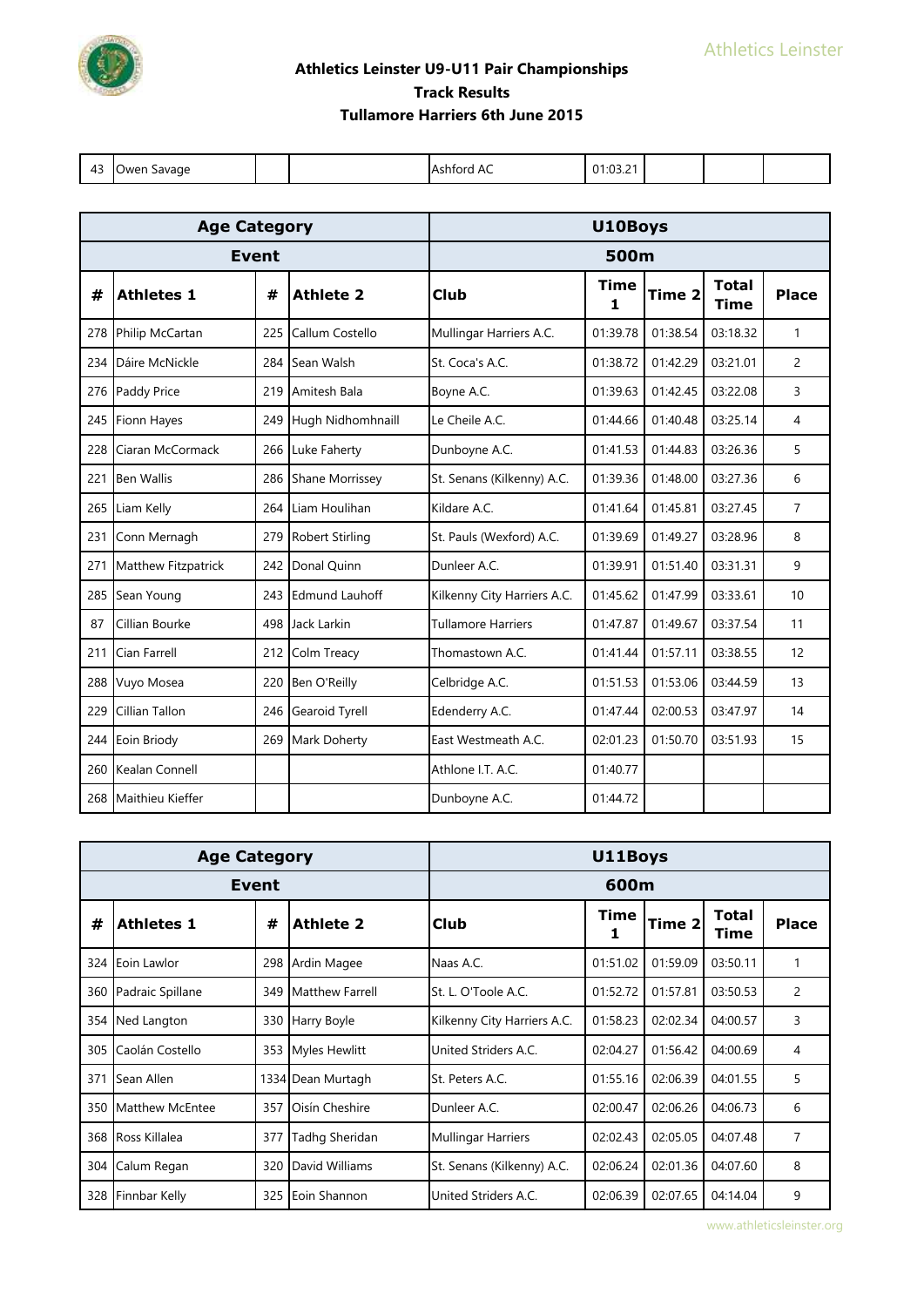# Athletics Leinster U9-U11 Pair Championships

## Track Results

## Tullamore Harriers 6th June 2015

| 43 | Owen Savage | | | Ashford AC | 01:03.21 | | | |
|---|---|---|---|---|---|---|---|---|

| Age Category | | | | U10Boys | | | | |
|---|---|---|---|---|---|---|---|---|
| Event | | | | 500m | | | | |
| **#** | **Athletes 1** | **#** | **Athlete 2** | **Club** | **Time 1** | **Time 2** | **Total Time** | **Place** |
| 278 | Philip McCartan | 225 | Callum Costello | Mullingar Harriers A.C. | 01:39.78 | 01:38.54 | 03:18.32 | 1 |
| 234 | Dáire McNickle | 284 | Sean Walsh | St. Coca's A.C. | 01:38.72 | 01:42.29 | 03:21.01 | 2 |
| 276 | Paddy Price | 219 | Amitesh Bala | Boyne A.C. | 01:39.63 | 01:42.45 | 03:22.08 | 3 |
| 245 | Fionn Hayes | 249 | Hugh Nidhomhnaill | Le Cheile A.C. | 01:44.66 | 01:40.48 | 03:25.14 | 4 |
| 228 | Ciaran McCormack | 266 | Luke Faherty | Dunboyne A.C. | 01:41.53 | 01:44.83 | 03:26.36 | 5 |
| 221 | Ben Wallis | 286 | Shane Morrissey | St. Senans (Kilkenny) A.C. | 01:39.36 | 01:48.00 | 03:27.36 | 6 |
| 265 | Liam Kelly | 264 | Liam Houlihan | Kildare A.C. | 01:41.64 | 01:45.81 | 03:27.45 | 7 |
| 231 | Conn Mernagh | 279 | Robert Stirling | St. Pauls (Wexford) A.C. | 01:39.69 | 01:49.27 | 03:28.96 | 8 |
| 271 | Matthew Fitzpatrick | 242 | Donal Quinn | Dunleer A.C. | 01:39.91 | 01:51.40 | 03:31.31 | 9 |
| 285 | Sean Young | 243 | Edmund Lauhoff | Kilkenny City Harriers A.C. | 01:45.62 | 01:47.99 | 03:33.61 | 10 |
| 87 | Cillian Bourke | 498 | Jack Larkin | Tullamore Harriers | 01:47.87 | 01:49.67 | 03:37.54 | 11 |
| 211 | Cian Farrell | 212 | Colm Treacy | Thomastown A.C. | 01:41.44 | 01:57.11 | 03:38.55 | 12 |
| 288 | Vuyo Mosea | 220 | Ben O'Reilly | Celbridge A.C. | 01:51.53 | 01:53.06 | 03:44.59 | 13 |
| 229 | Cillian Tallon | 246 | Gearoid Tyrell | Edenderry A.C. | 01:47.44 | 02:00.53 | 03:47.97 | 14 |
| 244 | Eoin Briody | 269 | Mark Doherty | East Westmeath A.C. | 02:01.23 | 01:50.70 | 03:51.93 | 15 |
| 260 | Kealan Connell | | | Athlone I.T. A.C. | 01:40.77 | | | |
| 268 | Maithieu Kieffer | | | Dunboyne A.C. | 01:44.72 | | | |

| Age Category | | | | U11Boys | | | | |
|---|---|---|---|---|---|---|---|---|
| Event | | | | 600m | | | | |
| **#** | **Athletes 1** | **#** | **Athlete 2** | **Club** | **Time 1** | **Time 2** | **Total Time** | **Place** |
| 324 | Eoin Lawlor | 298 | Ardin Magee | Naas A.C. | 01:51.02 | 01:59.09 | 03:50.11 | 1 |
| 360 | Padraic Spillane | 349 | Matthew Farrell | St. L. O'Toole A.C. | 01:52.72 | 01:57.81 | 03:50.53 | 2 |
| 354 | Ned Langton | 330 | Harry Boyle | Kilkenny City Harriers A.C. | 01:58.23 | 02:02.34 | 04:00.57 | 3 |
| 305 | Caolán Costello | 353 | Myles Hewlitt | United Striders A.C. | 02:04.27 | 01:56.42 | 04:00.69 | 4 |
| 371 | Sean Allen | 1334 | Dean Murtagh | St. Peters A.C. | 01:55.16 | 02:06.39 | 04:01.55 | 5 |
| 350 | Matthew McEntee | 357 | Oisín Cheshire | Dunleer A.C. | 02:00.47 | 02:06.26 | 04:06.73 | 6 |
| 368 | Ross Killalea | 377 | Tadhg Sheridan | Mullingar Harriers | 02:02.43 | 02:05.05 | 04:07.48 | 7 |
| 304 | Calum Regan | 320 | David Williams | St. Senans (Kilkenny) A.C. | 02:06.24 | 02:01.36 | 04:07.60 | 8 |
| 328 | Finnbar Kelly | 325 | Eoin Shannon | United Striders A.C. | 02:06.39 | 02:07.65 | 04:14.04 | 9 |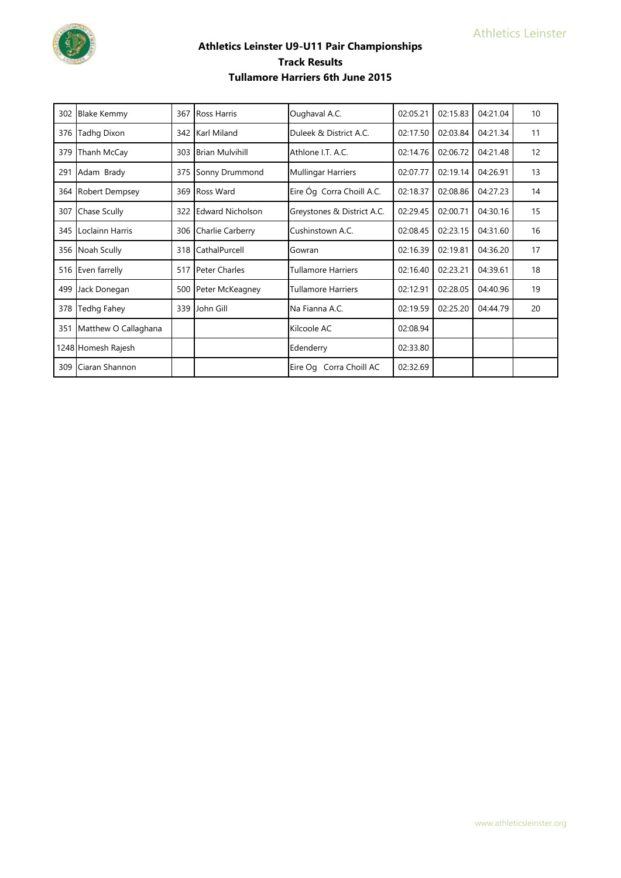## Athletics Leinster U9-U11 Pair Championships
## Track Results
## Tullamore Harriers 6th June 2015

| | | | | | | | | |
|---|---|---|---|---|---|---|---|---|
| 302 | Blake Kemmy | 367 | Ross Harris | Oughaval A.C. | 02:05.21 | 02:15.83 | 04:21.04 | 10 |
| 376 | Tadhg Dixon | 342 | Karl Miland | Duleek & District A.C. | 02:17.50 | 02:03.84 | 04:21.34 | 11 |
| 379 | Thanh McCay | 303 | Brian Mulvihill | Athlone I.T. A.C. | 02:14.76 | 02:06.72 | 04:21.48 | 12 |
| 291 | Adam Brady | 375 | Sonny Drummond | Mullingar Harriers | 02:07.77 | 02:19.14 | 04:26.91 | 13 |
| 364 | Robert Dempsey | 369 | Ross Ward | Eire Óg Corra Choill A.C. | 02:18.37 | 02:08.86 | 04:27.23 | 14 |
| 307 | Chase Scully | 322 | Edward Nicholson | Greystones & District A.C. | 02:29.45 | 02:00.71 | 04:30.16 | 15 |
| 345 | Loclainn Harris | 306 | Charlie Carberry | Cushinstown A.C. | 02:08.45 | 02:23.15 | 04:31.60 | 16 |
| 356 | Noah Scully | 318 | CathalPurcell | Gowran | 02:16.39 | 02:19.81 | 04:36.20 | 17 |
| 516 | Even farrelly | 517 | Peter Charles | Tullamore Harriers | 02:16.40 | 02:23.21 | 04:39.61 | 18 |
| 499 | Jack Donegan | 500 | Peter McKeagney | Tullamore Harriers | 02:12.91 | 02:28.05 | 04:40.96 | 19 |
| 378 | Tedhg Fahey | 339 | John Gill | Na Fianna A.C. | 02:19.59 | 02:25.20 | 04:44.79 | 20 |
| 351 | Matthew O Callaghana | | | Kilcoole AC | 02:08.94 | | | |
| 1248 | Homesh Rajesh | | | Edenderry | 02:33.80 | | | |
| 309 | Ciaran Shannon | | | Eire Og Corra Choill AC | 02:32.69 | | | |